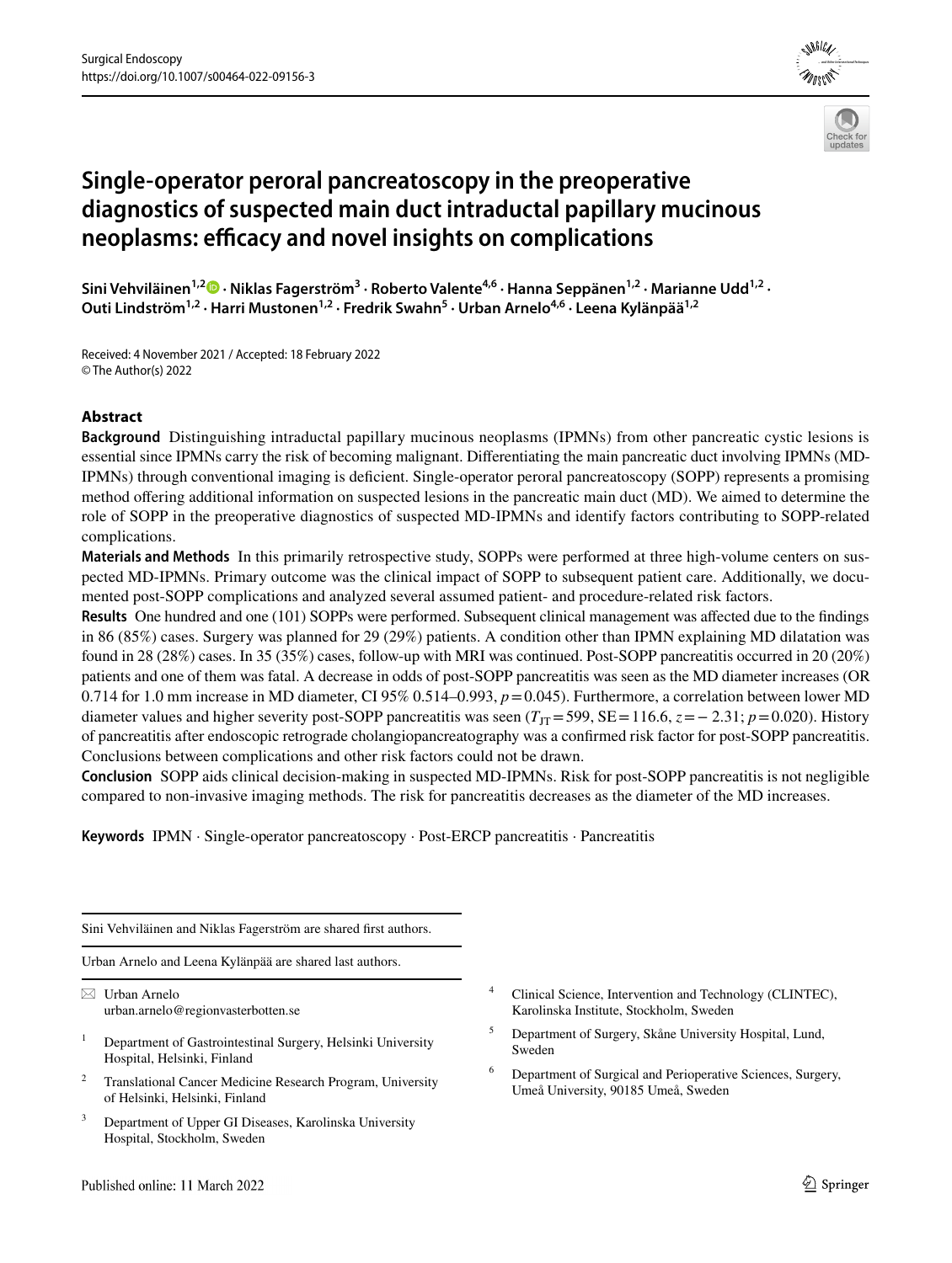# Single-operator peroral pancreatoscopy in the preoperative diagnostics of suspected main duct intraductal papillary mucinous neoplasms: efficacy and novel insights on complications

Sini Vehviläinen[1,2] · Niklas Fagerström[3] · Roberto Valente[4,6] · Hanna Seppänen[1,2] · Marianne Udd[1,2] · Outi Lindström[1,2] · Harri Mustonen[1,2] · Fredrik Swahn[5] · Urban Arnelo[4,6] · Leena Kylänpää[1,2]

Received: 4 November 2021 / Accepted: 18 February 2022
© The Author(s) 2022

## Abstract

**Background** Distinguishing intraductal papillary mucinous neoplasms (IPMNs) from other pancreatic cystic lesions is essential since IPMNs carry the risk of becoming malignant. Differentiating the main pancreatic duct involving IPMNs (MD-IPMNs) through conventional imaging is deficient. Single-operator peroral pancreatoscopy (SOPP) represents a promising method offering additional information on suspected lesions in the pancreatic main duct (MD). We aimed to determine the role of SOPP in the preoperative diagnostics of suspected MD-IPMNs and identify factors contributing to SOPP-related complications.

**Materials and Methods** In this primarily retrospective study, SOPPs were performed at three high-volume centers on suspected MD-IPMNs. Primary outcome was the clinical impact of SOPP to subsequent patient care. Additionally, we documented post-SOPP complications and analyzed several assumed patient- and procedure-related risk factors.

**Results** One hundred and one (101) SOPPs were performed. Subsequent clinical management was affected due to the findings in 86 (85%) cases. Surgery was planned for 29 (29%) patients. A condition other than IPMN explaining MD dilatation was found in 28 (28%) cases. In 35 (35%) cases, follow-up with MRI was continued. Post-SOPP pancreatitis occurred in 20 (20%) patients and one of them was fatal. A decrease in odds of post-SOPP pancreatitis was seen as the MD diameter increases (OR 0.714 for 1.0 mm increase in MD diameter, CI 95% 0.514–0.993, $p=0.045$). Furthermore, a correlation between lower MD diameter values and higher severity post-SOPP pancreatitis was seen ($T_{JT}=599$, SE $=116.6$, $z=-2.31$; $p=0.020$). History of pancreatitis after endoscopic retrograde cholangiopancreatography was a confirmed risk factor for post-SOPP pancreatitis. Conclusions between complications and other risk factors could not be drawn.

**Conclusion** SOPP aids clinical decision-making in suspected MD-IPMNs. Risk for post-SOPP pancreatitis is not negligible compared to non-invasive imaging methods. The risk for pancreatitis decreases as the diameter of the MD increases.

**Keywords** IPMN · Single-operator pancreatoscopy · Post-ERCP pancreatitis · Pancreatitis

---

Sini Vehviläinen and Niklas Fagerström are shared first authors.

Urban Arnelo and Leena Kylänpää are shared last authors.

✉ Urban Arnelo
urban.arnelo@regionvasterbotten.se

[1] Department of Gastrointestinal Surgery, Helsinki University Hospital, Helsinki, Finland

[2] Translational Cancer Medicine Research Program, University of Helsinki, Helsinki, Finland

[3] Department of Upper GI Diseases, Karolinska University Hospital, Stockholm, Sweden

[4] Clinical Science, Intervention and Technology (CLINTEC), Karolinska Institute, Stockholm, Sweden

[5] Department of Surgery, Skåne University Hospital, Lund, Sweden

[6] Department of Surgical and Perioperative Sciences, Surgery, Umeå University, 90185 Umeå, Sweden

Published online: 11 March 2022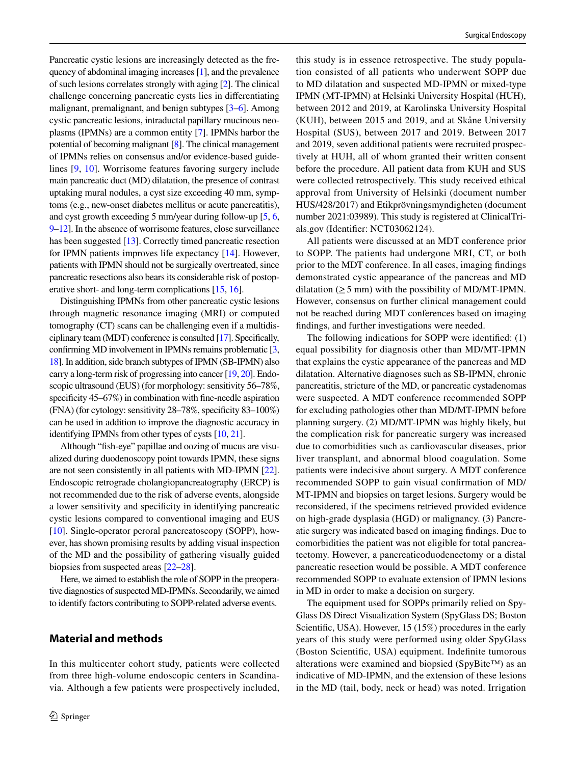Pancreatic cystic lesions are increasingly detected as the frequency of abdominal imaging increases [1], and the prevalence of such lesions correlates strongly with aging [2]. The clinical challenge concerning pancreatic cysts lies in differentiating malignant, premalignant, and benign subtypes [3–6]. Among cystic pancreatic lesions, intraductal papillary mucinous neoplasms (IPMNs) are a common entity [7]. IPMNs harbor the potential of becoming malignant [8]. The clinical management of IPMNs relies on consensus and/or evidence-based guidelines [9, 10]. Worrisome features favoring surgery include main pancreatic duct (MD) dilatation, the presence of contrast uptaking mural nodules, a cyst size exceeding 40 mm, symptoms (e.g., new-onset diabetes mellitus or acute pancreatitis), and cyst growth exceeding 5 mm/year during follow-up [5, 6, 9–12]. In the absence of worrisome features, close surveillance has been suggested [13]. Correctly timed pancreatic resection for IPMN patients improves life expectancy [14]. However, patients with IPMN should not be surgically overtreated, since pancreatic resections also bears its considerable risk of postoperative short- and long-term complications [15, 16].

Distinguishing IPMNs from other pancreatic cystic lesions through magnetic resonance imaging (MRI) or computed tomography (CT) scans can be challenging even if a multidisciplinary team (MDT) conference is consulted [17]. Specifically, confirming MD involvement in IPMNs remains problematic [3, 18]. In addition, side branch subtypes of IPMN (SB-IPMN) also carry a long-term risk of progressing into cancer [19, 20]. Endoscopic ultrasound (EUS) (for morphology: sensitivity 56–78%, specificity 45–67%) in combination with fine-needle aspiration (FNA) (for cytology: sensitivity 28–78%, specificity 83–100%) can be used in addition to improve the diagnostic accuracy in identifying IPMNs from other types of cysts [10, 21].

Although "fish-eye" papillae and oozing of mucus are visualized during duodenoscopy point towards IPMN, these signs are not seen consistently in all patients with MD-IPMN [22]. Endoscopic retrograde cholangiopancreatography (ERCP) is not recommended due to the risk of adverse events, alongside a lower sensitivity and specificity in identifying pancreatic cystic lesions compared to conventional imaging and EUS [10]. Single-operator peroral pancreatoscopy (SOPP), however, has shown promising results by adding visual inspection of the MD and the possibility of gathering visually guided biopsies from suspected areas [22–28].

Here, we aimed to establish the role of SOPP in the preoperative diagnostics of suspected MD-IPMNs. Secondarily, we aimed to identify factors contributing to SOPP-related adverse events.

## Material and methods

In this multicenter cohort study, patients were collected from three high-volume endoscopic centers in Scandinavia. Although a few patients were prospectively included, this study is in essence retrospective. The study population consisted of all patients who underwent SOPP due to MD dilatation and suspected MD-IPMN or mixed-type IPMN (MT-IPMN) at Helsinki University Hospital (HUH), between 2012 and 2019, at Karolinska University Hospital (KUH), between 2015 and 2019, and at Skåne University Hospital (SUS), between 2017 and 2019. Between 2017 and 2019, seven additional patients were recruited prospectively at HUH, all of whom granted their written consent before the procedure. All patient data from KUH and SUS were collected retrospectively. This study received ethical approval from University of Helsinki (document number HUS/428/2017) and Etikprövningsmyndigheten (document number 2021:03989). This study is registered at ClinicalTrials.gov (Identifier: NCT03062124).

All patients were discussed at an MDT conference prior to SOPP. The patients had undergone MRI, CT, or both prior to the MDT conference. In all cases, imaging findings demonstrated cystic appearance of the pancreas and MD dilatation ($\geq 5$ mm) with the possibility of MD/MT-IPMN. However, consensus on further clinical management could not be reached during MDT conferences based on imaging findings, and further investigations were needed.

The following indications for SOPP were identified: (1) equal possibility for diagnosis other than MD/MT-IPMN that explains the cystic appearance of the pancreas and MD dilatation. Alternative diagnoses such as SB-IPMN, chronic pancreatitis, stricture of the MD, or pancreatic cystadenomas were suspected. A MDT conference recommended SOPP for excluding pathologies other than MD/MT-IPMN before planning surgery. (2) MD/MT-IPMN was highly likely, but the complication risk for pancreatic surgery was increased due to comorbidities such as cardiovascular diseases, prior liver transplant, and abnormal blood coagulation. Some patients were indecisive about surgery. A MDT conference recommended SOPP to gain visual confirmation of MD/MT-IPMN and biopsies on target lesions. Surgery would be reconsidered, if the specimens retrieved provided evidence on high-grade dysplasia (HGD) or malignancy. (3) Pancreatic surgery was indicated based on imaging findings. Due to comorbidities the patient was not eligible for total pancreatectomy. However, a pancreaticoduodenectomy or a distal pancreatic resection would be possible. A MDT conference recommended SOPP to evaluate extension of IPMN lesions in MD in order to make a decision on surgery.

The equipment used for SOPPs primarily relied on SpyGlass DS Direct Visualization System (SpyGlass DS; Boston Scientific, USA). However, 15 (15%) procedures in the early years of this study were performed using older SpyGlass (Boston Scientific, USA) equipment. Indefinite tumorous alterations were examined and biopsied (SpyBite™) as an indicative of MD-IPMN, and the extension of these lesions in the MD (tail, body, neck or head) was noted. Irrigation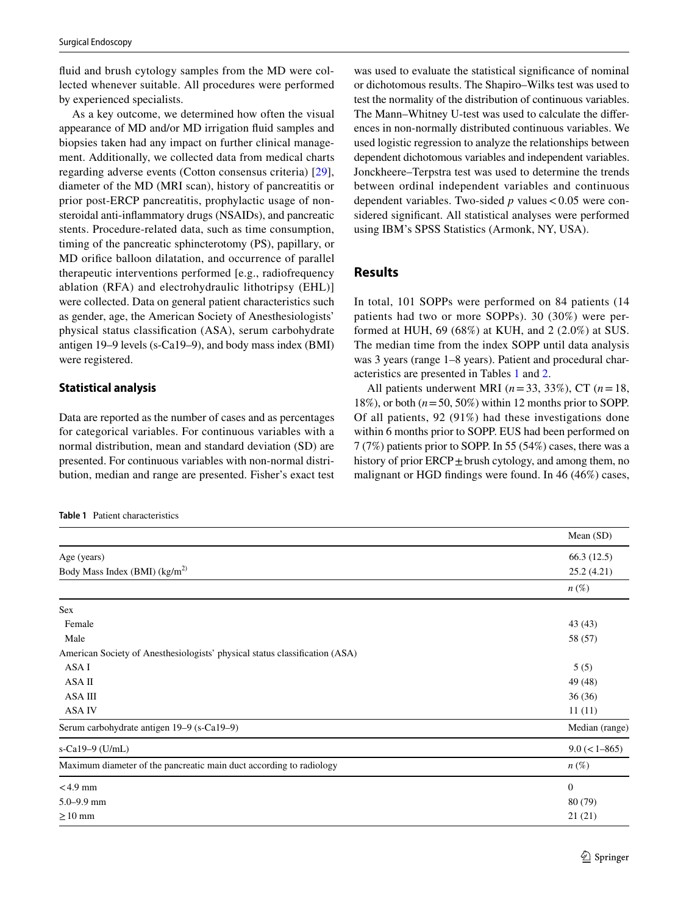fluid and brush cytology samples from the MD were collected whenever suitable. All procedures were performed by experienced specialists.

As a key outcome, we determined how often the visual appearance of MD and/or MD irrigation fluid samples and biopsies taken had any impact on further clinical management. Additionally, we collected data from medical charts regarding adverse events (Cotton consensus criteria) [29], diameter of the MD (MRI scan), history of pancreatitis or prior post-ERCP pancreatitis, prophylactic usage of non-steroidal anti-inflammatory drugs (NSAIDs), and pancreatic stents. Procedure-related data, such as time consumption, timing of the pancreatic sphincterotomy (PS), papillary, or MD orifice balloon dilatation, and occurrence of parallel therapeutic interventions performed [e.g., radiofrequency ablation (RFA) and electrohydraulic lithotripsy (EHL)] were collected. Data on general patient characteristics such as gender, age, the American Society of Anesthesiologists' physical status classification (ASA), serum carbohydrate antigen 19–9 levels (s-Ca19–9), and body mass index (BMI) were registered.

### Statistical analysis

Data are reported as the number of cases and as percentages for categorical variables. For continuous variables with a normal distribution, mean and standard deviation (SD) are presented. For continuous variables with non-normal distribution, median and range are presented. Fisher's exact test was used to evaluate the statistical significance of nominal or dichotomous results. The Shapiro–Wilks test was used to test the normality of the distribution of continuous variables. The Mann–Whitney U-test was used to calculate the differences in non-normally distributed continuous variables. We used logistic regression to analyze the relationships between dependent dichotomous variables and independent variables. Jonckheere–Terpstra test was used to determine the trends between ordinal independent variables and continuous dependent variables. Two-sided $p$ values < 0.05 were considered significant. All statistical analyses were performed using IBM's SPSS Statistics (Armonk, NY, USA).

## Results

In total, 101 SOPPs were performed on 84 patients (14 patients had two or more SOPPs). 30 (30%) were performed at HUH, 69 (68%) at KUH, and 2 (2.0%) at SUS. The median time from the index SOPP until data analysis was 3 years (range 1–8 years). Patient and procedural characteristics are presented in Tables 1 and 2.

All patients underwent MRI ($n$ = 33, 33%), CT ($n$ = 18, 18%), or both ($n$ = 50, 50%) within 12 months prior to SOPP. Of all patients, 92 (91%) had these investigations done within 6 months prior to SOPP. EUS had been performed on 7 (7%) patients prior to SOPP. In 55 (54%) cases, there was a history of prior ERCP ± brush cytology, and among them, no malignant or HGD findings were found. In 46 (46%) cases,

**Table 1** Patient characteristics

| | Mean (SD) |
|---|---|
| Age (years) | 66.3 (12.5) |
| Body Mass Index (BMI) (kg/m$^2$) | 25.2 (4.21) |
| | $n$ (%) |
| Sex | |
| Female | 43 (43) |
| Male | 58 (57) |
| American Society of Anesthesiologists' physical status classification (ASA) | |
| ASA I | 5 (5) |
| ASA II | 49 (48) |
| ASA III | 36 (36) |
| ASA IV | 11 (11) |
| Serum carbohydrate antigen 19–9 (s-Ca19–9) | Median (range) |
| s-Ca19–9 (U/mL) | 9.0 (< 1–865) |
| Maximum diameter of the pancreatic main duct according to radiology | $n$ (%) |
| < 4.9 mm | 0 |
| 5.0–9.9 mm | 80 (79) |
| ≥ 10 mm | 21 (21) |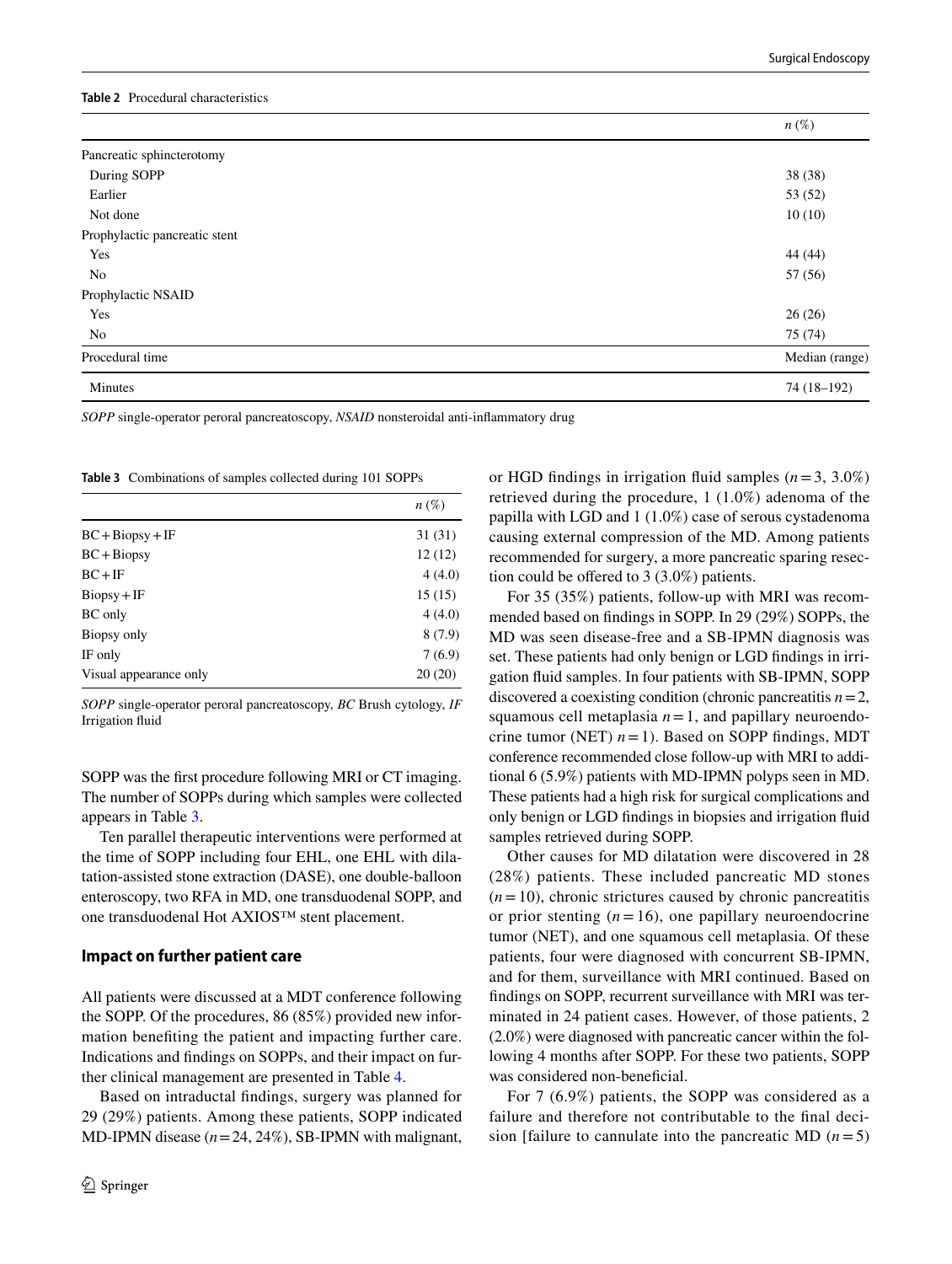**Table 2** Procedural characteristics

| | n (%) |
|---|---|
| Pancreatic sphincterotomy | |
| During SOPP | 38 (38) |
| Earlier | 53 (52) |
| Not done | 10 (10) |
| Prophylactic pancreatic stent | |
| Yes | 44 (44) |
| No | 57 (56) |
| Prophylactic NSAID | |
| Yes | 26 (26) |
| No | 75 (74) |
| Procedural time | Median (range) |
| Minutes | 74 (18–192) |

*SOPP* single-operator peroral pancreatoscopy, *NSAID* nonsteroidal anti-inflammatory drug

**Table 3** Combinations of samples collected during 101 SOPPs

| | n (%) |
|---|---|
| BC + Biopsy + IF | 31 (31) |
| BC + Biopsy | 12 (12) |
| BC + IF | 4 (4.0) |
| Biopsy + IF | 15 (15) |
| BC only | 4 (4.0) |
| Biopsy only | 8 (7.9) |
| IF only | 7 (6.9) |
| Visual appearance only | 20 (20) |

*SOPP* single-operator peroral pancreatoscopy, *BC* Brush cytology, *IF* Irrigation fluid

SOPP was the first procedure following MRI or CT imaging. The number of SOPPs during which samples were collected appears in Table 3.

Ten parallel therapeutic interventions were performed at the time of SOPP including four EHL, one EHL with dilatation-assisted stone extraction (DASE), one double-balloon enteroscopy, two RFA in MD, one transduodenal SOPP, and one transduodenal Hot AXIOS™ stent placement.

### Impact on further patient care

All patients were discussed at a MDT conference following the SOPP. Of the procedures, 86 (85%) provided new information benefiting the patient and impacting further care. Indications and findings on SOPPs, and their impact on further clinical management are presented in Table 4.

Based on intraductal findings, surgery was planned for 29 (29%) patients. Among these patients, SOPP indicated MD-IPMN disease ($n = 24$, 24%), SB-IPMN with malignant, or HGD findings in irrigation fluid samples ($n = 3$, 3.0%) retrieved during the procedure, 1 (1.0%) adenoma of the papilla with LGD and 1 (1.0%) case of serous cystadenoma causing external compression of the MD. Among patients recommended for surgery, a more pancreatic sparing resection could be offered to 3 (3.0%) patients.

For 35 (35%) patients, follow-up with MRI was recommended based on findings in SOPP. In 29 (29%) SOPPs, the MD was seen disease-free and a SB-IPMN diagnosis was set. These patients had only benign or LGD findings in irrigation fluid samples. In four patients with SB-IPMN, SOPP discovered a coexisting condition (chronic pancreatitis $n = 2$, squamous cell metaplasia $n = 1$, and papillary neuroendocrine tumor (NET) $n = 1$). Based on SOPP findings, MDT conference recommended close follow-up with MRI to additional 6 (5.9%) patients with MD-IPMN polyps seen in MD. These patients had a high risk for surgical complications and only benign or LGD findings in biopsies and irrigation fluid samples retrieved during SOPP.

Other causes for MD dilatation were discovered in 28 (28%) patients. These included pancreatic MD stones ($n = 10$), chronic strictures caused by chronic pancreatitis or prior stenting ($n = 16$), one papillary neuroendocrine tumor (NET), and one squamous cell metaplasia. Of these patients, four were diagnosed with concurrent SB-IPMN, and for them, surveillance with MRI continued. Based on findings on SOPP, recurrent surveillance with MRI was terminated in 24 patient cases. However, of those patients, 2 (2.0%) were diagnosed with pancreatic cancer within the following 4 months after SOPP. For these two patients, SOPP was considered non-beneficial.

For 7 (6.9%) patients, the SOPP was considered as a failure and therefore not contributable to the final decision [failure to cannulate into the pancreatic MD ($n = 5$)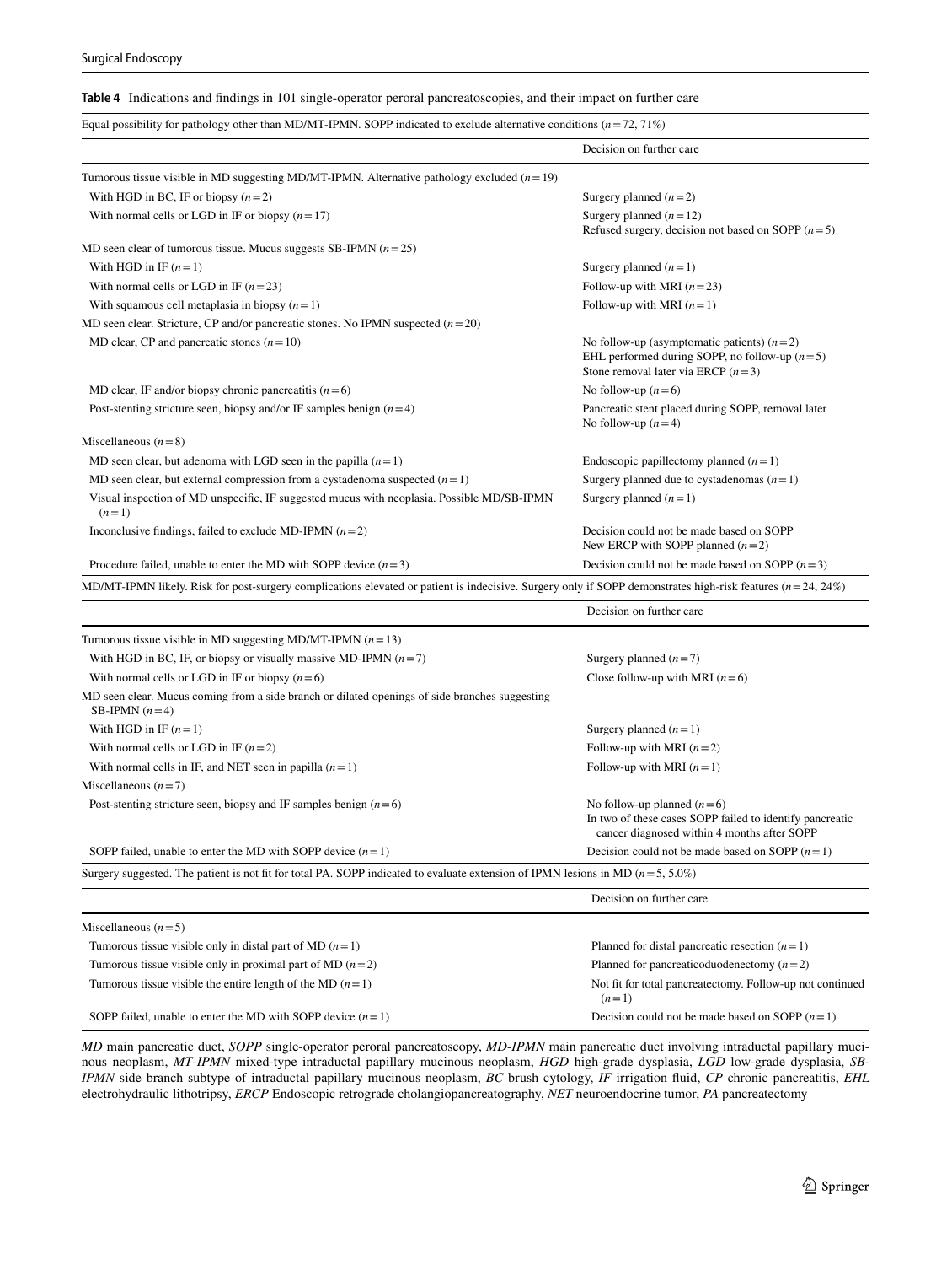**Table 4** Indications and findings in 101 single-operator peroral pancreatoscopies, and their impact on further care

| Equal possibility for pathology other than MD/MT-IPMN. SOPP indicated to exclude alternative conditions ($n=72$, 71%) | |
|---|---|
| | Decision on further care |
| Tumorous tissue visible in MD suggesting MD/MT-IPMN. Alternative pathology excluded ($n=19$) | |
| With HGD in BC, IF or biopsy ($n=2$) | Surgery planned ($n=2$) |
| With normal cells or LGD in IF or biopsy ($n=17$) | Surgery planned ($n=12$)<br>Refused surgery, decision not based on SOPP ($n=5$) |
| MD seen clear of tumorous tissue. Mucus suggests SB-IPMN ($n=25$) | |
| With HGD in IF ($n=1$) | Surgery planned ($n=1$) |
| With normal cells or LGD in IF ($n=23$) | Follow-up with MRI ($n=23$) |
| With squamous cell metaplasia in biopsy ($n=1$) | Follow-up with MRI ($n=1$) |
| MD seen clear. Stricture, CP and/or pancreatic stones. No IPMN suspected ($n=20$) | |
| MD clear, CP and pancreatic stones ($n=10$) | No follow-up (asymptomatic patients) ($n=2$)<br>EHL performed during SOPP, no follow-up ($n=5$)<br>Stone removal later via ERCP ($n=3$) |
| MD clear, IF and/or biopsy chronic pancreatitis ($n=6$) | No follow-up ($n=6$) |
| Post-stenting stricture seen, biopsy and/or IF samples benign ($n=4$) | Pancreatic stent placed during SOPP, removal later<br>No follow-up ($n=4$) |
| Miscellaneous ($n=8$) | |
| MD seen clear, but adenoma with LGD seen in the papilla ($n=1$) | Endoscopic papillectomy planned ($n=1$) |
| MD seen clear, but external compression from a cystadenoma suspected ($n=1$) | Surgery planned due to cystadenomas ($n=1$) |
| Visual inspection of MD unspecific, IF suggested mucus with neoplasia. Possible MD/SB-IPMN ($n=1$) | Surgery planned ($n=1$) |
| Inconclusive findings, failed to exclude MD-IPMN ($n=2$) | Decision could not be made based on SOPP<br>New ERCP with SOPP planned ($n=2$) |
| Procedure failed, unable to enter the MD with SOPP device ($n=3$) | Decision could not be made based on SOPP ($n=3$) |
| **MD/MT-IPMN likely. Risk for post-surgery complications elevated or patient is indecisive. Surgery only if SOPP demonstrates high-risk features ($n=24$, 24%)** | |
| | Decision on further care |
| Tumorous tissue visible in MD suggesting MD/MT-IPMN ($n=13$) | |
| With HGD in BC, IF, or biopsy or visually massive MD-IPMN ($n=7$) | Surgery planned ($n=7$) |
| With normal cells or LGD in IF or biopsy ($n=6$) | Close follow-up with MRI ($n=6$) |
| MD seen clear. Mucus coming from a side branch or dilated openings of side branches suggesting SB-IPMN ($n=4$) | |
| With HGD in IF ($n=1$) | Surgery planned ($n=1$) |
| With normal cells or LGD in IF ($n=2$) | Follow-up with MRI ($n=2$) |
| With normal cells in IF, and NET seen in papilla ($n=1$) | Follow-up with MRI ($n=1$) |
| Miscellaneous ($n=7$) | |
| Post-stenting stricture seen, biopsy and IF samples benign ($n=6$) | No follow-up planned ($n=6$)<br>In two of these cases SOPP failed to identify pancreatic cancer diagnosed within 4 months after SOPP |
| SOPP failed, unable to enter the MD with SOPP device ($n=1$) | Decision could not be made based on SOPP ($n=1$) |
| **Surgery suggested. The patient is not fit for total PA. SOPP indicated to evaluate extension of IPMN lesions in MD ($n=5$, 5.0%)** | |
| | Decision on further care |
| Miscellaneous ($n=5$) | |
| Tumorous tissue visible only in distal part of MD ($n=1$) | Planned for distal pancreatic resection ($n=1$) |
| Tumorous tissue visible only in proximal part of MD ($n=2$) | Planned for pancreaticoduodenectomy ($n=2$) |
| Tumorous tissue visible the entire length of the MD ($n=1$) | Not fit for total pancreatectomy. Follow-up not continued ($n=1$) |
| SOPP failed, unable to enter the MD with SOPP device ($n=1$) | Decision could not be made based on SOPP ($n=1$) |

*MD* main pancreatic duct, *SOPP* single-operator peroral pancreatoscopy, *MD-IPMN* main pancreatic duct involving intraductal papillary mucinous neoplasm, *MT-IPMN* mixed-type intraductal papillary mucinous neoplasm, *HGD* high-grade dysplasia, *LGD* low-grade dysplasia, *SB-IPMN* side branch subtype of intraductal papillary mucinous neoplasm, *BC* brush cytology, *IF* irrigation fluid, *CP* chronic pancreatitis, *EHL* electrohydraulic lithotripsy, *ERCP* Endoscopic retrograde cholangiopancreatography, *NET* neuroendocrine tumor, *PA* pancreatectomy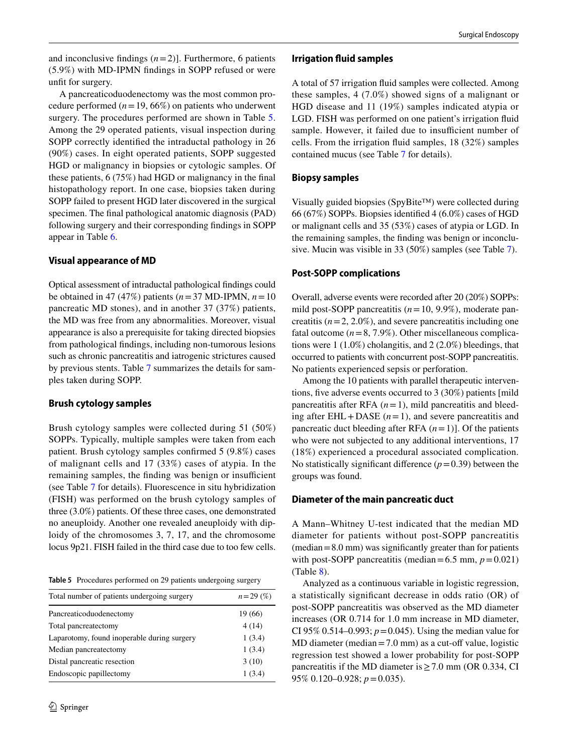and inconclusive findings ($n = 2$)]. Furthermore, 6 patients (5.9%) with MD-IPMN findings in SOPP refused or were unfit for surgery.

A pancreaticoduodenectomy was the most common procedure performed ($n = 19$, 66%) on patients who underwent surgery. The procedures performed are shown in Table 5. Among the 29 operated patients, visual inspection during SOPP correctly identified the intraductal pathology in 26 (90%) cases. In eight operated patients, SOPP suggested HGD or malignancy in biopsies or cytologic samples. Of these patients, 6 (75%) had HGD or malignancy in the final histopathology report. In one case, biopsies taken during SOPP failed to present HGD later discovered in the surgical specimen. The final pathological anatomic diagnosis (PAD) following surgery and their corresponding findings in SOPP appear in Table 6.

### Visual appearance of MD

Optical assessment of intraductal pathological findings could be obtained in 47 (47%) patients ($n = 37$ MD-IPMN, $n = 10$ pancreatic MD stones), and in another 37 (37%) patients, the MD was free from any abnormalities. Moreover, visual appearance is also a prerequisite for taking directed biopsies from pathological findings, including non-tumorous lesions such as chronic pancreatitis and iatrogenic strictures caused by previous stents. Table 7 summarizes the details for samples taken during SOPP.

### Brush cytology samples

Brush cytology samples were collected during 51 (50%) SOPPs. Typically, multiple samples were taken from each patient. Brush cytology samples confirmed 5 (9.8%) cases of malignant cells and 17 (33%) cases of atypia. In the remaining samples, the finding was benign or insufficient (see Table 7 for details). Fluorescence in situ hybridization (FISH) was performed on the brush cytology samples of three (3.0%) patients. Of these three cases, one demonstrated no aneuploidy. Another one revealed aneuploidy with diploidy of the chromosomes 3, 7, 17, and the chromosome locus 9p21. FISH failed in the third case due to too few cells.

**Table 5** Procedures performed on 29 patients undergoing surgery

| Total number of patients undergoing surgery | $n = 29$ (%) |
|---|---|
| Pancreaticoduodenectomy | 19 (66) |
| Total pancreatectomy | 4 (14) |
| Laparotomy, found inoperable during surgery | 1 (3.4) |
| Median pancreatectomy | 1 (3.4) |
| Distal pancreatic resection | 3 (10) |
| Endoscopic papillectomy | 1 (3.4) |

### Irrigation fluid samples

A total of 57 irrigation fluid samples were collected. Among these samples, 4 (7.0%) showed signs of a malignant or HGD disease and 11 (19%) samples indicated atypia or LGD. FISH was performed on one patient's irrigation fluid sample. However, it failed due to insufficient number of cells. From the irrigation fluid samples, 18 (32%) samples contained mucus (see Table 7 for details).

### Biopsy samples

Visually guided biopsies (SpyBite™) were collected during 66 (67%) SOPPs. Biopsies identified 4 (6.0%) cases of HGD or malignant cells and 35 (53%) cases of atypia or LGD. In the remaining samples, the finding was benign or inconclusive. Mucin was visible in 33 (50%) samples (see Table 7).

### Post-SOPP complications

Overall, adverse events were recorded after 20 (20%) SOPPs: mild post-SOPP pancreatitis ($n = 10$, 9.9%), moderate pancreatitis ($n = 2$, 2.0%), and severe pancreatitis including one fatal outcome ($n = 8$, 7.9%). Other miscellaneous complications were 1 (1.0%) cholangitis, and 2 (2.0%) bleedings, that occurred to patients with concurrent post-SOPP pancreatitis. No patients experienced sepsis or perforation.

Among the 10 patients with parallel therapeutic interventions, five adverse events occurred to 3 (30%) patients [mild pancreatitis after RFA ($n = 1$), mild pancreatitis and bleeding after EHL + DASE ($n = 1$), and severe pancreatitis and pancreatic duct bleeding after RFA ($n = 1$)]. Of the patients who were not subjected to any additional interventions, 17 (18%) experienced a procedural associated complication. No statistically significant difference ($p = 0.39$) between the groups was found.

### Diameter of the main pancreatic duct

A Mann–Whitney U-test indicated that the median MD diameter for patients without post-SOPP pancreatitis (median = 8.0 mm) was significantly greater than for patients with post-SOPP pancreatitis (median = 6.5 mm, $p = 0.021$) (Table 8).

Analyzed as a continuous variable in logistic regression, a statistically significant decrease in odds ratio (OR) of post-SOPP pancreatitis was observed as the MD diameter increases (OR 0.714 for 1.0 mm increase in MD diameter, CI 95% 0.514–0.993; $p = 0.045$). Using the median value for MD diameter (median = 7.0 mm) as a cut-off value, logistic regression test showed a lower probability for post-SOPP pancreatitis if the MD diameter is $\geq 7.0$ mm (OR 0.334, CI 95% 0.120–0.928; $p = 0.035$).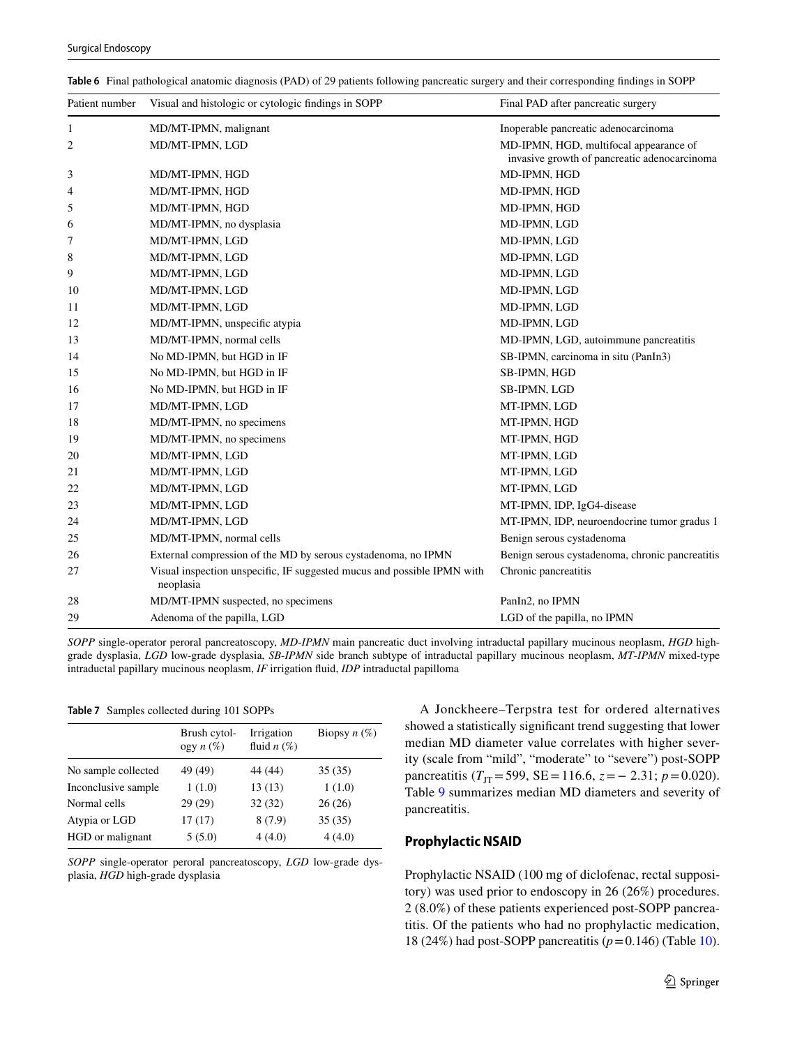**Table 6** Final pathological anatomic diagnosis (PAD) of 29 patients following pancreatic surgery and their corresponding findings in SOPP

| Patient number | Visual and histologic or cytologic findings in SOPP | Final PAD after pancreatic surgery |
|---|---|---|
| 1 | MD/MT-IPMN, malignant | Inoperable pancreatic adenocarcinoma |
| 2 | MD/MT-IPMN, LGD | MD-IPMN, HGD, multifocal appearance of invasive growth of pancreatic adenocarcinoma |
| 3 | MD/MT-IPMN, HGD | MD-IPMN, HGD |
| 4 | MD/MT-IPMN, HGD | MD-IPMN, HGD |
| 5 | MD/MT-IPMN, HGD | MD-IPMN, HGD |
| 6 | MD/MT-IPMN, no dysplasia | MD-IPMN, LGD |
| 7 | MD/MT-IPMN, LGD | MD-IPMN, LGD |
| 8 | MD/MT-IPMN, LGD | MD-IPMN, LGD |
| 9 | MD/MT-IPMN, LGD | MD-IPMN, LGD |
| 10 | MD/MT-IPMN, LGD | MD-IPMN, LGD |
| 11 | MD/MT-IPMN, LGD | MD-IPMN, LGD |
| 12 | MD/MT-IPMN, unspecific atypia | MD-IPMN, LGD |
| 13 | MD/MT-IPMN, normal cells | MD-IPMN, LGD, autoimmune pancreatitis |
| 14 | No MD-IPMN, but HGD in IF | SB-IPMN, carcinoma in situ (PanIn3) |
| 15 | No MD-IPMN, but HGD in IF | SB-IPMN, HGD |
| 16 | No MD-IPMN, but HGD in IF | SB-IPMN, LGD |
| 17 | MD/MT-IPMN, LGD | MT-IPMN, LGD |
| 18 | MD/MT-IPMN, no specimens | MT-IPMN, HGD |
| 19 | MD/MT-IPMN, no specimens | MT-IPMN, HGD |
| 20 | MD/MT-IPMN, LGD | MT-IPMN, LGD |
| 21 | MD/MT-IPMN, LGD | MT-IPMN, LGD |
| 22 | MD/MT-IPMN, LGD | MT-IPMN, LGD |
| 23 | MD/MT-IPMN, LGD | MT-IPMN, IDP, IgG4-disease |
| 24 | MD/MT-IPMN, LGD | MT-IPMN, IDP, neuroendocrine tumor gradus 1 |
| 25 | MD/MT-IPMN, normal cells | Benign serous cystadenoma |
| 26 | External compression of the MD by serous cystadenoma, no IPMN | Benign serous cystadenoma, chronic pancreatitis |
| 27 | Visual inspection unspecific, IF suggested mucus and possible IPMN with neoplasia | Chronic pancreatitis |
| 28 | MD/MT-IPMN suspected, no specimens | PanIn2, no IPMN |
| 29 | Adenoma of the papilla, LGD | LGD of the papilla, no IPMN |

*SOPP* single-operator peroral pancreatoscopy, *MD-IPMN* main pancreatic duct involving intraductal papillary mucinous neoplasm, *HGD* high-grade dysplasia, *LGD* low-grade dysplasia, *SB-IPMN* side branch subtype of intraductal papillary mucinous neoplasm, *MT-IPMN* mixed-type intraductal papillary mucinous neoplasm, *IF* irrigation fluid, *IDP* intraductal papilloma

**Table 7** Samples collected during 101 SOPPs

| | Brush cytology *n* (%) | Irrigation fluid *n* (%) | Biopsy *n* (%) |
|---|---|---|---|
| No sample collected | 49 (49) | 44 (44) | 35 (35) |
| Inconclusive sample | 1 (1.0) | 13 (13) | 1 (1.0) |
| Normal cells | 29 (29) | 32 (32) | 26 (26) |
| Atypia or LGD | 17 (17) | 8 (7.9) | 35 (35) |
| HGD or malignant | 5 (5.0) | 4 (4.0) | 4 (4.0) |

*SOPP* single-operator peroral pancreatoscopy, *LGD* low-grade dysplasia, *HGD* high-grade dysplasia

A Jonckheere–Terpstra test for ordered alternatives showed a statistically significant trend suggesting that lower median MD diameter value correlates with higher severity (scale from "mild", "moderate" to "severe") post-SOPP pancreatitis ($T_{JT} = 599$, $SE = 116.6$, $z = -2.31$; $p = 0.020$). Table 9 summarizes median MD diameters and severity of pancreatitis.

## Prophylactic NSAID

Prophylactic NSAID (100 mg of diclofenac, rectal suppository) was used prior to endoscopy in 26 (26%) procedures. 2 (8.0%) of these patients experienced post-SOPP pancreatitis. Of the patients who had no prophylactic medication, 18 (24%) had post-SOPP pancreatitis ($p = 0.146$) (Table 10).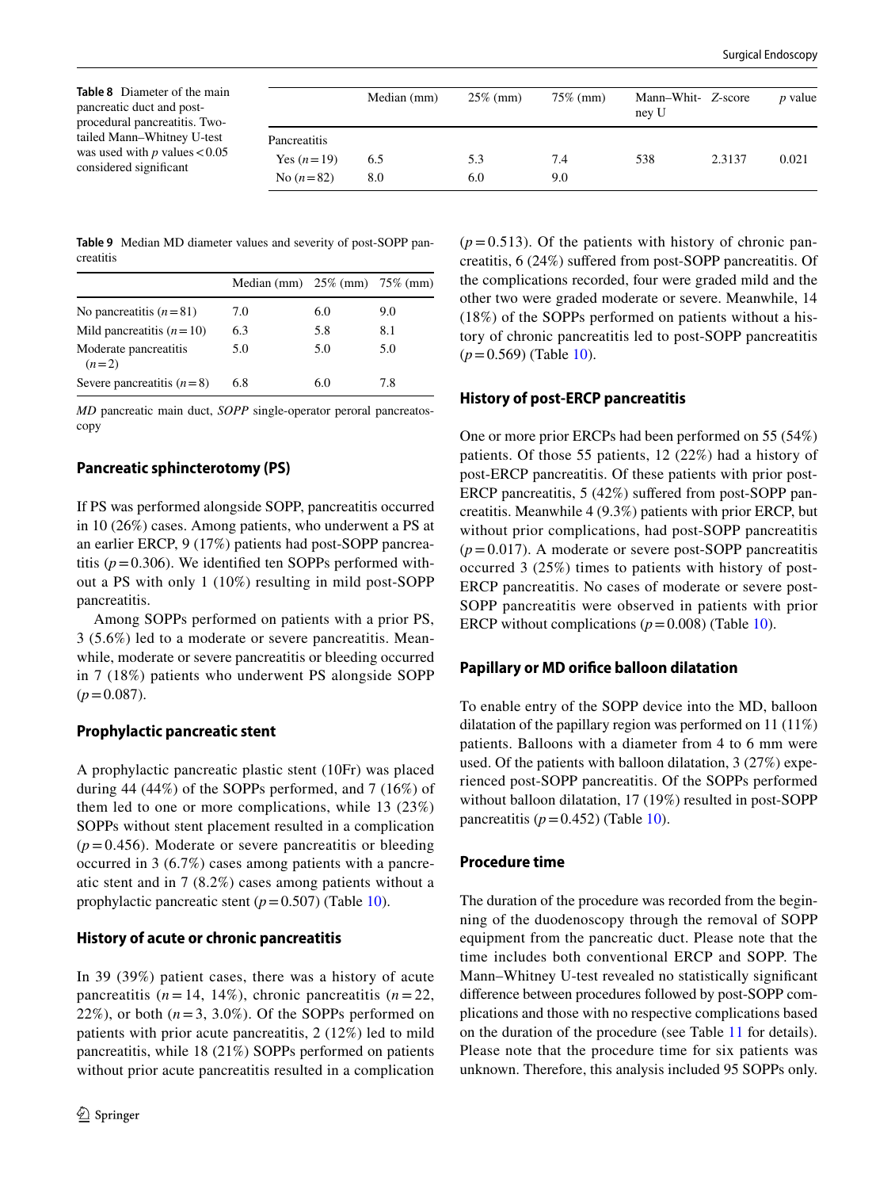**Table 8** Diameter of the main pancreatic duct and post-procedural pancreatitis. Two-tailed Mann–Whitney U-test was used with $p$ values < 0.05 considered significant

| | Median (mm) | 25% (mm) | 75% (mm) | Mann–Whitney U | Z-score | $p$ value |
|---|---|---|---|---|---|---|
| Pancreatitis | | | | | | |
| Yes ($n=19$) | 6.5 | 5.3 | 7.4 | 538 | 2.3137 | 0.021 |
| No ($n=82$) | 8.0 | 6.0 | 9.0 | | | |

**Table 9** Median MD diameter values and severity of post-SOPP pancreatitis

| | Median (mm) | 25% (mm) | 75% (mm) |
|---|---|---|---|
| No pancreatitis ($n=81$) | 7.0 | 6.0 | 9.0 |
| Mild pancreatitis ($n=10$) | 6.3 | 5.8 | 8.1 |
| Moderate pancreatitis ($n=2$) | 5.0 | 5.0 | 5.0 |
| Severe pancreatitis ($n=8$) | 6.8 | 6.0 | 7.8 |

*MD* pancreatic main duct, *SOPP* single-operator peroral pancreatoscopy

## Pancreatic sphincterotomy (PS)

If PS was performed alongside SOPP, pancreatitis occurred in 10 (26%) cases. Among patients, who underwent a PS at an earlier ERCP, 9 (17%) patients had post-SOPP pancreatitis ($p=0.306$). We identified ten SOPPs performed without a PS with only 1 (10%) resulting in mild post-SOPP pancreatitis.

Among SOPPs performed on patients with a prior PS, 3 (5.6%) led to a moderate or severe pancreatitis. Meanwhile, moderate or severe pancreatitis or bleeding occurred in 7 (18%) patients who underwent PS alongside SOPP ($p=0.087$).

## Prophylactic pancreatic stent

A prophylactic pancreatic plastic stent (10Fr) was placed during 44 (44%) of the SOPPs performed, and 7 (16%) of them led to one or more complications, while 13 (23%) SOPPs without stent placement resulted in a complication ($p=0.456$). Moderate or severe pancreatitis or bleeding occurred in 3 (6.7%) cases among patients with a pancreatic stent and in 7 (8.2%) cases among patients without a prophylactic pancreatic stent ($p=0.507$) (Table 10).

## History of acute or chronic pancreatitis

In 39 (39%) patient cases, there was a history of acute pancreatitis ($n=14$, 14%), chronic pancreatitis ($n=22$, 22%), or both ($n=3$, 3.0%). Of the SOPPs performed on patients with prior acute pancreatitis, 2 (12%) led to mild pancreatitis, while 18 (21%) SOPPs performed on patients without prior acute pancreatitis resulted in a complication ($p=0.513$). Of the patients with history of chronic pancreatitis, 6 (24%) suffered from post-SOPP pancreatitis. Of the complications recorded, four were graded mild and the other two were graded moderate or severe. Meanwhile, 14 (18%) of the SOPPs performed on patients without a history of chronic pancreatitis led to post-SOPP pancreatitis ($p=0.569$) (Table 10).

## History of post-ERCP pancreatitis

One or more prior ERCPs had been performed on 55 (54%) patients. Of those 55 patients, 12 (22%) had a history of post-ERCP pancreatitis. Of these patients with prior post-ERCP pancreatitis, 5 (42%) suffered from post-SOPP pancreatitis. Meanwhile 4 (9.3%) patients with prior ERCP, but without prior complications, had post-SOPP pancreatitis ($p=0.017$). A moderate or severe post-SOPP pancreatitis occurred 3 (25%) times to patients with history of post-ERCP pancreatitis. No cases of moderate or severe post-SOPP pancreatitis were observed in patients with prior ERCP without complications ($p=0.008$) (Table 10).

## Papillary or MD orifice balloon dilatation

To enable entry of the SOPP device into the MD, balloon dilatation of the papillary region was performed on 11 (11%) patients. Balloons with a diameter from 4 to 6 mm were used. Of the patients with balloon dilatation, 3 (27%) experienced post-SOPP pancreatitis. Of the SOPPs performed without balloon dilatation, 17 (19%) resulted in post-SOPP pancreatitis ($p=0.452$) (Table 10).

## Procedure time

The duration of the procedure was recorded from the beginning of the duodenoscopy through the removal of SOPP equipment from the pancreatic duct. Please note that the time includes both conventional ERCP and SOPP. The Mann–Whitney U-test revealed no statistically significant difference between procedures followed by post-SOPP complications and those with no respective complications based on the duration of the procedure (see Table 11 for details). Please note that the procedure time for six patients was unknown. Therefore, this analysis included 95 SOPPs only.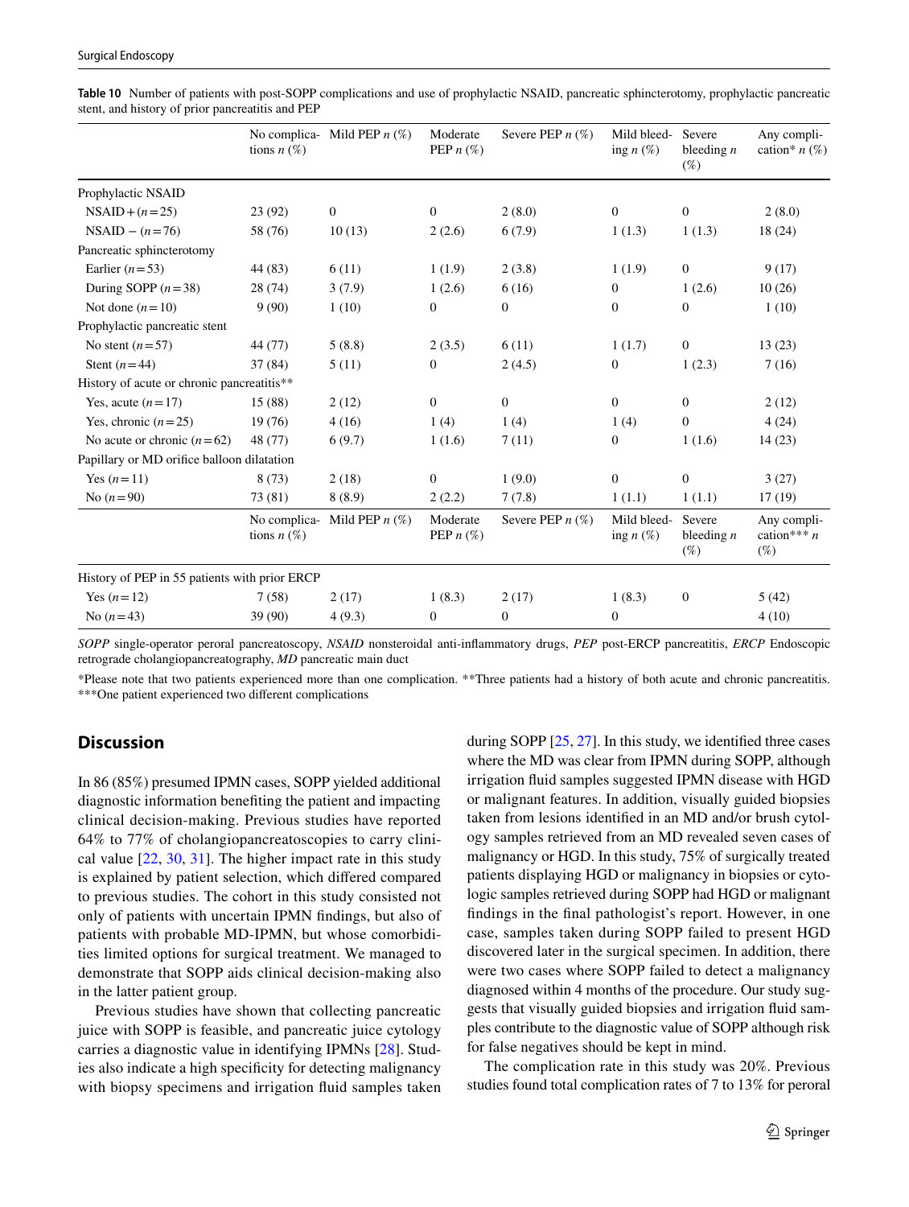**Table 10** Number of patients with post-SOPP complications and use of prophylactic NSAID, pancreatic sphincterotomy, prophylactic pancreatic stent, and history of prior pancreatitis and PEP

| | No complications *n* (%) | Mild PEP *n* (%) | Moderate PEP *n* (%) | Severe PEP *n* (%) | Mild bleeding *n* (%) | Severe bleeding *n* (%) | Any complication* *n* (%) |
|---|---|---|---|---|---|---|---|
| Prophylactic NSAID | | | | | | | |
| NSAID + (*n* = 25) | 23 (92) | 0 | 0 | 2 (8.0) | 0 | 0 | 2 (8.0) |
| NSAID − (*n* = 76) | 58 (76) | 10 (13) | 2 (2.6) | 6 (7.9) | 1 (1.3) | 1 (1.3) | 18 (24) |
| Pancreatic sphincterotomy | | | | | | | |
| Earlier (*n* = 53) | 44 (83) | 6 (11) | 1 (1.9) | 2 (3.8) | 1 (1.9) | 0 | 9 (17) |
| During SOPP (*n* = 38) | 28 (74) | 3 (7.9) | 1 (2.6) | 6 (16) | 0 | 1 (2.6) | 10 (26) |
| Not done (*n* = 10) | 9 (90) | 1 (10) | 0 | 0 | 0 | 0 | 1 (10) |
| Prophylactic pancreatic stent | | | | | | | |
| No stent (*n* = 57) | 44 (77) | 5 (8.8) | 2 (3.5) | 6 (11) | 1 (1.7) | 0 | 13 (23) |
| Stent (*n* = 44) | 37 (84) | 5 (11) | 0 | 2 (4.5) | 0 | 1 (2.3) | 7 (16) |
| History of acute or chronic pancreatitis** | | | | | | | |
| Yes, acute (*n* = 17) | 15 (88) | 2 (12) | 0 | 0 | 0 | 0 | 2 (12) |
| Yes, chronic (*n* = 25) | 19 (76) | 4 (16) | 1 (4) | 1 (4) | 1 (4) | 0 | 4 (24) |
| No acute or chronic (*n* = 62) | 48 (77) | 6 (9.7) | 1 (1.6) | 7 (11) | 0 | 1 (1.6) | 14 (23) |
| Papillary or MD orifice balloon dilatation | | | | | | | |
| Yes (*n* = 11) | 8 (73) | 2 (18) | 0 | 1 (9.0) | 0 | 0 | 3 (27) |
| No (*n* = 90) | 73 (81) | 8 (8.9) | 2 (2.2) | 7 (7.8) | 1 (1.1) | 1 (1.1) | 17 (19) |
| | **No complications *n* (%)** | **Mild PEP *n* (%)** | **Moderate PEP *n* (%)** | **Severe PEP *n* (%)** | **Mild bleeding *n* (%)** | **Severe bleeding *n* (%)** | **Any complication*** *n* (%)** |
| History of PEP in 55 patients with prior ERCP | | | | | | | |
| Yes (*n* = 12) | 7 (58) | 2 (17) | 1 (8.3) | 2 (17) | 1 (8.3) | 0 | 5 (42) |
| No (*n* = 43) | 39 (90) | 4 (9.3) | 0 | 0 | 0 | | 4 (10) |

*SOPP* single-operator peroral pancreatoscopy, *NSAID* nonsteroidal anti-inflammatory drugs, *PEP* post-ERCP pancreatitis, *ERCP* Endoscopic retrograde cholangiopancreatography, *MD* pancreatic main duct

*Please note that two patients experienced more than one complication. **Three patients had a history of both acute and chronic pancreatitis. ***One patient experienced two different complications

## Discussion

In 86 (85%) presumed IPMN cases, SOPP yielded additional diagnostic information benefiting the patient and impacting clinical decision-making. Previous studies have reported 64% to 77% of cholangiopancreatoscopies to carry clinical value [22, 30, 31]. The higher impact rate in this study is explained by patient selection, which differed compared to previous studies. The cohort in this study consisted not only of patients with uncertain IPMN findings, but also of patients with probable MD-IPMN, but whose comorbidities limited options for surgical treatment. We managed to demonstrate that SOPP aids clinical decision-making also in the latter patient group.

Previous studies have shown that collecting pancreatic juice with SOPP is feasible, and pancreatic juice cytology carries a diagnostic value in identifying IPMNs [28]. Studies also indicate a high specificity for detecting malignancy with biopsy specimens and irrigation fluid samples taken during SOPP [25, 27]. In this study, we identified three cases where the MD was clear from IPMN during SOPP, although irrigation fluid samples suggested IPMN disease with HGD or malignant features. In addition, visually guided biopsies taken from lesions identified in an MD and/or brush cytology samples retrieved from an MD revealed seven cases of malignancy or HGD. In this study, 75% of surgically treated patients displaying HGD or malignancy in biopsies or cytologic samples retrieved during SOPP had HGD or malignant findings in the final pathologist's report. However, in one case, samples taken during SOPP failed to present HGD discovered later in the surgical specimen. In addition, there were two cases where SOPP failed to detect a malignancy diagnosed within 4 months of the procedure. Our study suggests that visually guided biopsies and irrigation fluid samples contribute to the diagnostic value of SOPP although risk for false negatives should be kept in mind.

The complication rate in this study was 20%. Previous studies found total complication rates of 7 to 13% for peroral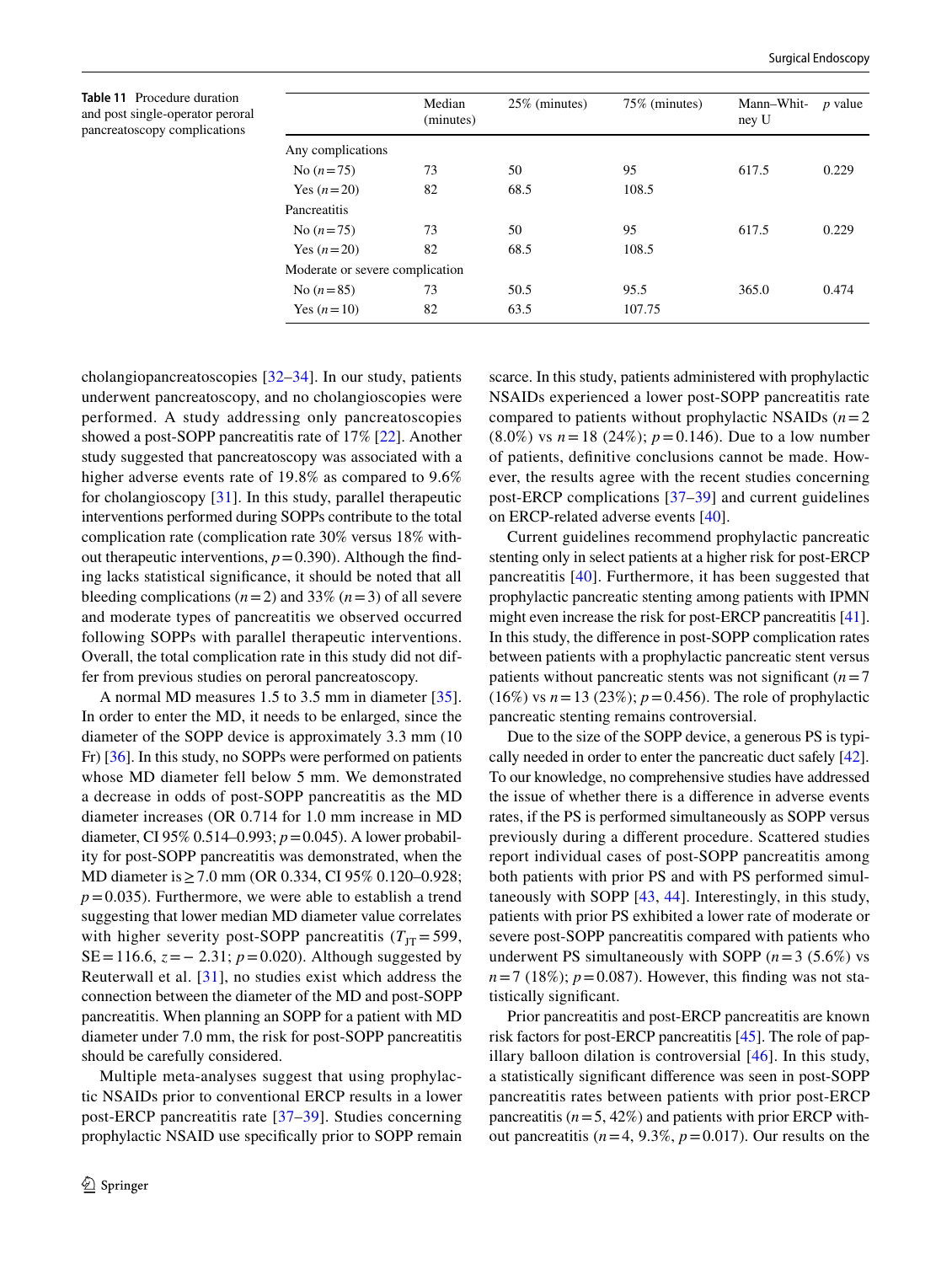**Table 11** Procedure duration and post single-operator peroral pancreatoscopy complications

| | Median (minutes) | 25% (minutes) | 75% (minutes) | Mann–Whitney U | *p* value |
|---|---|---|---|---|---|
| Any complications | | | | | |
| No ($n=75$) | 73 | 50 | 95 | 617.5 | 0.229 |
| Yes ($n=20$) | 82 | 68.5 | 108.5 | | |
| Pancreatitis | | | | | |
| No ($n=75$) | 73 | 50 | 95 | 617.5 | 0.229 |
| Yes ($n=20$) | 82 | 68.5 | 108.5 | | |
| Moderate or severe complication | | | | | |
| No ($n=85$) | 73 | 50.5 | 95.5 | 365.0 | 0.474 |
| Yes ($n=10$) | 82 | 63.5 | 107.75 | | |

cholangiopancreatoscopies [32–34]. In our study, patients underwent pancreatoscopy, and no cholangioscopies were performed. A study addressing only pancreatoscopies showed a post-SOPP pancreatitis rate of 17% [22]. Another study suggested that pancreatoscopy was associated with a higher adverse events rate of 19.8% as compared to 9.6% for cholangioscopy [31]. In this study, parallel therapeutic interventions performed during SOPPs contribute to the total complication rate (complication rate 30% versus 18% without therapeutic interventions, $p=0.390$). Although the finding lacks statistical significance, it should be noted that all bleeding complications ($n=2$) and 33% ($n=3$) of all severe and moderate types of pancreatitis we observed occurred following SOPPs with parallel therapeutic interventions. Overall, the total complication rate in this study did not differ from previous studies on peroral pancreatoscopy.

A normal MD measures 1.5 to 3.5 mm in diameter [35]. In order to enter the MD, it needs to be enlarged, since the diameter of the SOPP device is approximately 3.3 mm (10 Fr) [36]. In this study, no SOPPs were performed on patients whose MD diameter fell below 5 mm. We demonstrated a decrease in odds of post-SOPP pancreatitis as the MD diameter increases (OR 0.714 for 1.0 mm increase in MD diameter, CI 95% 0.514–0.993; $p=0.045$). A lower probability for post-SOPP pancreatitis was demonstrated, when the MD diameter is ≥ 7.0 mm (OR 0.334, CI 95% 0.120–0.928; $p=0.035$). Furthermore, we were able to establish a trend suggesting that lower median MD diameter value correlates with higher severity post-SOPP pancreatitis ($T_{JT}=599$, SE = 116.6, $z=-2.31$; $p=0.020$). Although suggested by Reuterwall et al. [31], no studies exist which address the connection between the diameter of the MD and post-SOPP pancreatitis. When planning an SOPP for a patient with MD diameter under 7.0 mm, the risk for post-SOPP pancreatitis should be carefully considered.

Multiple meta-analyses suggest that using prophylactic NSAIDs prior to conventional ERCP results in a lower post-ERCP pancreatitis rate [37–39]. Studies concerning prophylactic NSAID use specifically prior to SOPP remain scarce. In this study, patients administered with prophylactic NSAIDs experienced a lower post-SOPP pancreatitis rate compared to patients without prophylactic NSAIDs ($n=2$ (8.0%) vs $n=18$ (24%); $p=0.146$). Due to a low number of patients, definitive conclusions cannot be made. However, the results agree with the recent studies concerning post-ERCP complications [37–39] and current guidelines on ERCP-related adverse events [40].

Current guidelines recommend prophylactic pancreatic stenting only in select patients at a higher risk for post-ERCP pancreatitis [40]. Furthermore, it has been suggested that prophylactic pancreatic stenting among patients with IPMN might even increase the risk for post-ERCP pancreatitis [41]. In this study, the difference in post-SOPP complication rates between patients with a prophylactic pancreatic stent versus patients without pancreatic stents was not significant ($n=7$ (16%) vs $n=13$ (23%); $p=0.456$). The role of prophylactic pancreatic stenting remains controversial.

Due to the size of the SOPP device, a generous PS is typically needed in order to enter the pancreatic duct safely [42]. To our knowledge, no comprehensive studies have addressed the issue of whether there is a difference in adverse events rates, if the PS is performed simultaneously as SOPP versus previously during a different procedure. Scattered studies report individual cases of post-SOPP pancreatitis among both patients with prior PS and with PS performed simultaneously with SOPP [43, 44]. Interestingly, in this study, patients with prior PS exhibited a lower rate of moderate or severe post-SOPP pancreatitis compared with patients who underwent PS simultaneously with SOPP ($n=3$ (5.6%) vs $n=7$ (18%); $p=0.087$). However, this finding was not statistically significant.

Prior pancreatitis and post-ERCP pancreatitis are known risk factors for post-ERCP pancreatitis [45]. The role of papillary balloon dilation is controversial [46]. In this study, a statistically significant difference was seen in post-SOPP pancreatitis rates between patients with prior post-ERCP pancreatitis ($n=5$, 42%) and patients with prior ERCP without pancreatitis ($n=4$, 9.3%, $p=0.017$). Our results on the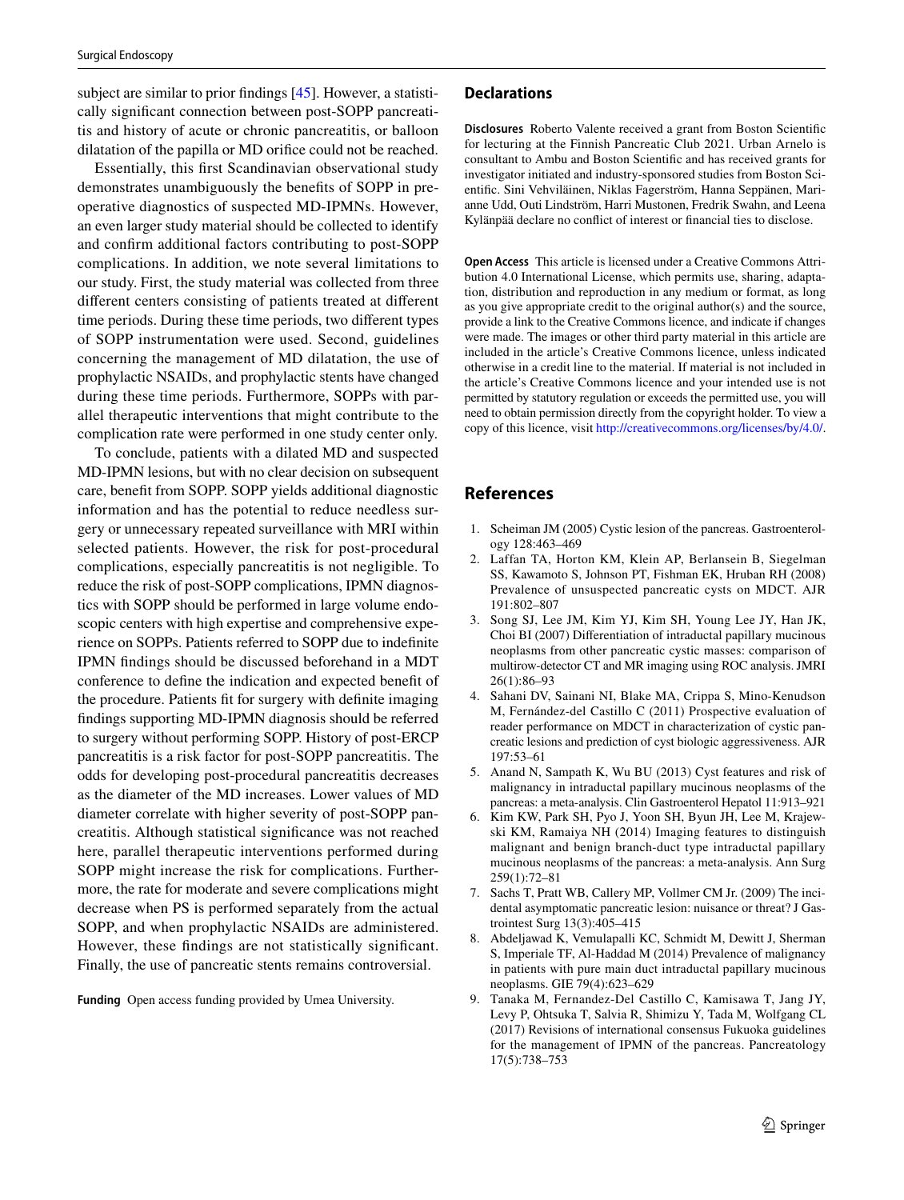subject are similar to prior findings [45]. However, a statistically significant connection between post-SOPP pancreatitis and history of acute or chronic pancreatitis, or balloon dilatation of the papilla or MD orifice could not be reached.

Essentially, this first Scandinavian observational study demonstrates unambiguously the benefits of SOPP in preoperative diagnostics of suspected MD-IPMNs. However, an even larger study material should be collected to identify and confirm additional factors contributing to post-SOPP complications. In addition, we note several limitations to our study. First, the study material was collected from three different centers consisting of patients treated at different time periods. During these time periods, two different types of SOPP instrumentation were used. Second, guidelines concerning the management of MD dilatation, the use of prophylactic NSAIDs, and prophylactic stents have changed during these time periods. Furthermore, SOPPs with parallel therapeutic interventions that might contribute to the complication rate were performed in one study center only.

To conclude, patients with a dilated MD and suspected MD-IPMN lesions, but with no clear decision on subsequent care, benefit from SOPP. SOPP yields additional diagnostic information and has the potential to reduce needless surgery or unnecessary repeated surveillance with MRI within selected patients. However, the risk for post-procedural complications, especially pancreatitis is not negligible. To reduce the risk of post-SOPP complications, IPMN diagnostics with SOPP should be performed in large volume endoscopic centers with high expertise and comprehensive experience on SOPPs. Patients referred to SOPP due to indefinite IPMN findings should be discussed beforehand in a MDT conference to define the indication and expected benefit of the procedure. Patients fit for surgery with definite imaging findings supporting MD-IPMN diagnosis should be referred to surgery without performing SOPP. History of post-ERCP pancreatitis is a risk factor for post-SOPP pancreatitis. The odds for developing post-procedural pancreatitis decreases as the diameter of the MD increases. Lower values of MD diameter correlate with higher severity of post-SOPP pancreatitis. Although statistical significance was not reached here, parallel therapeutic interventions performed during SOPP might increase the risk for complications. Furthermore, the rate for moderate and severe complications might decrease when PS is performed separately from the actual SOPP, and when prophylactic NSAIDs are administered. However, these findings are not statistically significant. Finally, the use of pancreatic stents remains controversial.

**Funding** Open access funding provided by Umea University.

## Declarations

**Disclosures** Roberto Valente received a grant from Boston Scientific for lecturing at the Finnish Pancreatic Club 2021. Urban Arnelo is consultant to Ambu and Boston Scientific and has received grants for investigator initiated and industry-sponsored studies from Boston Scientific. Sini Vehviläinen, Niklas Fagerström, Hanna Seppänen, Marianne Udd, Outi Lindström, Harri Mustonen, Fredrik Swahn, and Leena Kylänpää declare no conflict of interest or financial ties to disclose.

**Open Access** This article is licensed under a Creative Commons Attribution 4.0 International License, which permits use, sharing, adaptation, distribution and reproduction in any medium or format, as long as you give appropriate credit to the original author(s) and the source, provide a link to the Creative Commons licence, and indicate if changes were made. The images or other third party material in this article are included in the article's Creative Commons licence, unless indicated otherwise in a credit line to the material. If material is not included in the article's Creative Commons licence and your intended use is not permitted by statutory regulation or exceeds the permitted use, you will need to obtain permission directly from the copyright holder. To view a copy of this licence, visit http://creativecommons.org/licenses/by/4.0/.

## References

1. Scheiman JM (2005) Cystic lesion of the pancreas. Gastroenterology 128:463–469
2. Laffan TA, Horton KM, Klein AP, Berlansein B, Siegelman SS, Kawamoto S, Johnson PT, Fishman EK, Hruban RH (2008) Prevalence of unsuspected pancreatic cysts on MDCT. AJR 191:802–807
3. Song SJ, Lee JM, Kim YJ, Kim SH, Young Lee JY, Han JK, Choi BI (2007) Differentiation of intraductal papillary mucinous neoplasms from other pancreatic cystic masses: comparison of multirow-detector CT and MR imaging using ROC analysis. JMRI 26(1):86–93
4. Sahani DV, Sainani NI, Blake MA, Crippa S, Mino-Kenudson M, Fernández-del Castillo C (2011) Prospective evaluation of reader performance on MDCT in characterization of cystic pancreatic lesions and prediction of cyst biologic aggressiveness. AJR 197:53–61
5. Anand N, Sampath K, Wu BU (2013) Cyst features and risk of malignancy in intraductal papillary mucinous neoplasms of the pancreas: a meta-analysis. Clin Gastroenterol Hepatol 11:913–921
6. Kim KW, Park SH, Pyo J, Yoon SH, Byun JH, Lee M, Krajewski KM, Ramaiya NH (2014) Imaging features to distinguish malignant and benign branch-duct type intraductal papillary mucinous neoplasms of the pancreas: a meta-analysis. Ann Surg 259(1):72–81
7. Sachs T, Pratt WB, Callery MP, Vollmer CM Jr. (2009) The incidental asymptomatic pancreatic lesion: nuisance or threat? J Gastrointest Surg 13(3):405–415
8. Abdeljawad K, Vemulapalli KC, Schmidt M, Dewitt J, Sherman S, Imperiale TF, Al-Haddad M (2014) Prevalence of malignancy in patients with pure main duct intraductal papillary mucinous neoplasms. GIE 79(4):623–629
9. Tanaka M, Fernandez-Del Castillo C, Kamisawa T, Jang JY, Levy P, Ohtsuka T, Salvia R, Shimizu Y, Tada M, Wolfgang CL (2017) Revisions of international consensus Fukuoka guidelines for the management of IPMN of the pancreas. Pancreatology 17(5):738–753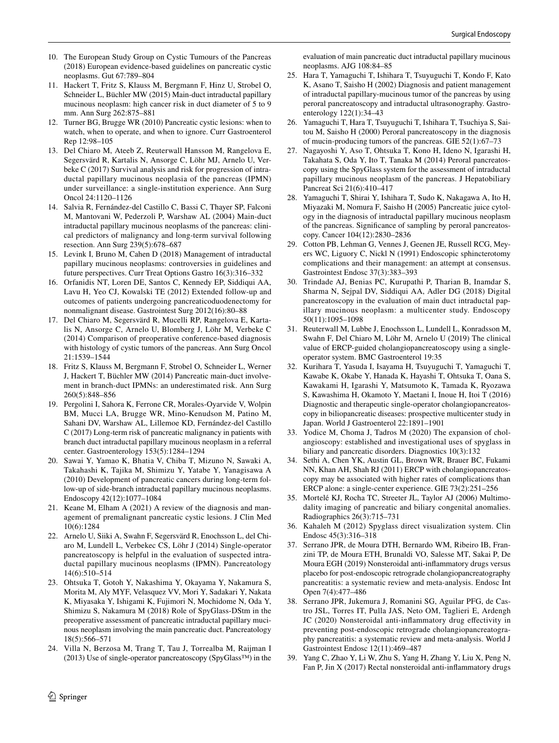10. The European Study Group on Cystic Tumours of the Pancreas (2018) European evidence-based guidelines on pancreatic cystic neoplasms. Gut 67:789–804
11. Hackert T, Fritz S, Klauss M, Bergmann F, Hinz U, Strobel O, Schneider L, Büchler MW (2015) Main-duct intraductal papillary mucinous neoplasm: high cancer risk in duct diameter of 5 to 9 mm. Ann Surg 262:875–881
12. Turner BG, Brugge WR (2010) Pancreatic cystic lesions: when to watch, when to operate, and when to ignore. Curr Gastroenterol Rep 12:98–105
13. Del Chiaro M, Ateeb Z, Reuterwall Hansson M, Rangelova E, Segersvärd R, Kartalis N, Ansorge C, Löhr MJ, Arnelo U, Verbeke C (2017) Survival analysis and risk for progression of intraductal papillary mucinous neoplasia of the pancreas (IPMN) under surveillance: a single-institution experience. Ann Surg Oncol 24:1120–1126
14. Salvia R, Fernández-del Castillo C, Bassi C, Thayer SP, Falconi M, Mantovani W, Pederzoli P, Warshaw AL (2004) Main-duct intraductal papillary mucinous neoplasms of the pancreas: clinical predictors of malignancy and long-term survival following resection. Ann Surg 239(5):678–687
15. Levink I, Bruno M, Cahen D (2018) Management of intraductal papillary mucinous neoplasms: controversies in guidelines and future perspectives. Curr Treat Options Gastro 16(3):316–332
16. Orfanidis NT, Loren DE, Santos C, Kennedy EP, Siddiqui AA, Lavu H, Yeo CJ, Kowalski TE (2012) Extended follow-up and outcomes of patients undergoing pancreaticoduodenectomy for nonmalignant disease. Gastrointest Surg 2012(16):80–88
17. Del Chiaro M, Segersvärd R, Mucelli RP, Rangelova E, Kartalis N, Ansorge C, Arnelo U, Blomberg J, Löhr M, Verbeke C (2014) Comparison of preoperative conference-based diagnosis with histology of cystic tumors of the pancreas. Ann Surg Oncol 21:1539–1544
18. Fritz S, Klauss M, Bergmann F, Strobel O, Schneider L, Werner J, Hackert T, Büchler MW (2014) Pancreatic main-duct involvement in branch-duct IPMNs: an underestimated risk. Ann Surg 260(5):848–856
19. Pergolini I, Sahora K, Ferrone CR, Morales-Oyarvide V, Wolpin BM, Mucci LA, Brugge WR, Mino-Kenudson M, Patino M, Sahani DV, Warshaw AL, Lillemoe KD, Fernández-del Castillo C (2017) Long-term risk of pancreatic malignancy in patients with branch duct intraductal papillary mucinous neoplasm in a referral center. Gastroenterology 153(5):1284–1294
20. Sawai Y, Yamao K, Bhatia V, Chiba T, Mizuno N, Sawaki A, Takahashi K, Tajika M, Shimizu Y, Yatabe Y, Yanagisawa A (2010) Development of pancreatic cancers during long-term follow-up of side-branch intraductal papillary mucinous neoplasms. Endoscopy 42(12):1077–1084
21. Keane M, Elham A (2021) A review of the diagnosis and management of premalignant pancreatic cystic lesions. J Clin Med 10(6):1284
22. Arnelo U, Siiki A, Swahn F, Segersvärd R, Enochsson L, del Chiaro M, Lundell L, Verbecke CS, Löhr J (2014) Single-operator pancreatoscopy is helpful in the evaluation of suspected intraductal papillary mucinous neoplasms (IPMN). Pancreatology 14(6):510–514
23. Ohtsuka T, Gotoh Y, Nakashima Y, Okayama Y, Nakamura S, Morita M, Aly MYF, Velasquez VV, Mori Y, Sadakari Y, Nakata K, Miyasaka Y, Ishigami K, Fujimori N, Mochidome N, Oda Y, Shimizu S, Nakamura M (2018) Role of SpyGlass-DStm in the preoperative assessment of pancreatic intraductal papillary mucinous neoplasm involving the main pancreatic duct. Pancreatology 18(5):566–571
24. Villa N, Berzosa M, Trang T, Tau J, Torrealba M, Raijman I (2013) Use of single-operator pancreatoscopy (SpyGlass™) in the evaluation of main pancreatic duct intraductal papillary mucinous neoplasms. AJG 108:84–85
25. Hara T, Yamaguchi T, Ishihara T, Tsuyuguchi T, Kondo F, Kato K, Asano T, Saisho H (2002) Diagnosis and patient management of intraductal papillary-mucinous tumor of the pancreas by using peroral pancreatoscopy and intraductal ultrasonography. Gastroenterology 122(1):34–43
26. Yamaguchi T, Hara T, Tsuyuguchi T, Ishihara T, Tsuchiya S, Saitou M, Saisho H (2000) Peroral pancreatoscopy in the diagnosis of mucin-producing tumors of the pancreas. GIE 52(1):67–73
27. Nagayoshi Y, Aso T, Ohtsuka T, Kono H, Ideno N, Igarashi H, Takahata S, Oda Y, Ito T, Tanaka M (2014) Peroral pancreatoscopy using the SpyGlass system for the assessment of intraductal papillary mucinous neoplasm of the pancreas. J Hepatobiliary Pancreat Sci 21(6):410–417
28. Yamaguchi T, Shirai Y, Ishihara T, Sudo K, Nakagawa A, Ito H, Miyazaki M, Nomura F, Saisho H (2005) Pancreatic juice cytology in the diagnosis of intraductal papillary mucinous neoplasm of the pancreas. Significance of sampling by peroral pancreatoscopy. Cancer 104(12):2830–2836
29. Cotton PB, Lehman G, Vennes J, Geenen JE, Russell RCG, Meyers WC, Liguory C, Nickl N (1991) Endoscopic sphincterotomy complications and their management: an attempt at consensus. Gastrointest Endosc 37(3):383–393
30. Trindade AJ, Benias PC, Kurupathi P, Tharian B, Inamdar S, Sharma N, Sejpal DV, Siddiqui AA, Adler DG (2018) Digital pancreatoscopy in the evaluation of main duct intraductal papillary mucinous neoplasm: a multicenter study. Endoscopy 50(11):1095–1098
31. Reuterwall M, Lubbe J, Enochsson L, Lundell L, Konradsson M, Swahn F, Del Chiaro M, Löhr M, Arnelo U (2019) The clinical value of ERCP-guided cholangiopancreatoscopy using a single-operator system. BMC Gastroenterol 19:35
32. Kurihara T, Yasuda I, Isayama H, Tsuyuguchi T, Yamaguchi T, Kawabe K, Okabe Y, Hanada K, Hayashi T, Ohtsuka T, Oana S, Kawakami H, Igarashi Y, Matsumoto K, Tamada K, Ryozawa S, Kawashima H, Okamoto Y, Maetani I, Inoue H, Itoi T (2016) Diagnostic and therapeutic single-operator cholangiopancreatoscopy in biliopancreatic diseases: prospective multicenter study in Japan. World J Gastroenterol 22:1891–1901
33. Yodice M, Choma J, Tadros M (2020) The expansion of cholangioscopy: established and investigational uses of spyglass in biliary and pancreatic disorders. Diagnostics 10(3):132
34. Sethi A, Chen YK, Austin GL, Brown WR, Brauer BC, Fukami NN, Khan AH, Shah RJ (2011) ERCP with cholangiopancreatoscopy may be associated with higher rates of complications than ERCP alone: a single-center experience. GIE 73(2):251–256
35. Mortelé KJ, Rocha TC, Streeter JL, Taylor AJ (2006) Multimodality imaging of pancreatic and biliary congenital anomalies. Radiographics 26(3):715–731
36. Kahaleh M (2012) Spyglass direct visualization system. Clin Endosc 45(3):316–318
37. Serrano JPR, de Moura DTH, Bernardo WM, Ribeiro IB, Franzini TP, de Moura ETH, Brunaldi VO, Salesse MT, Sakai P, De Moura EGH (2019) Nonsteroidal anti-inflammatory drugs versus placebo for post-endoscopic retrograde cholangiopancreatography pancreatitis: a systematic review and meta-analysis. Endosc Int Open 7(4):477–486
38. Serrano JPR, Jukemura J, Romanini SG, Aguilar PFG, de Castro JSL, Torres IT, Pulla JAS, Neto OM, Taglieri E, Ardengh JC (2020) Nonsteroidal anti-inflammatory drug effectivity in preventing post-endoscopic retrograde cholangiopancreatography pancreatitis: a systematic review and meta-analysis. World J Gastrointest Endosc 12(11):469–487
39. Yang C, Zhao Y, Li W, Zhu S, Yang H, Zhang Y, Liu X, Peng N, Fan P, Jin X (2017) Rectal nonsteroidal anti-inflammatory drugs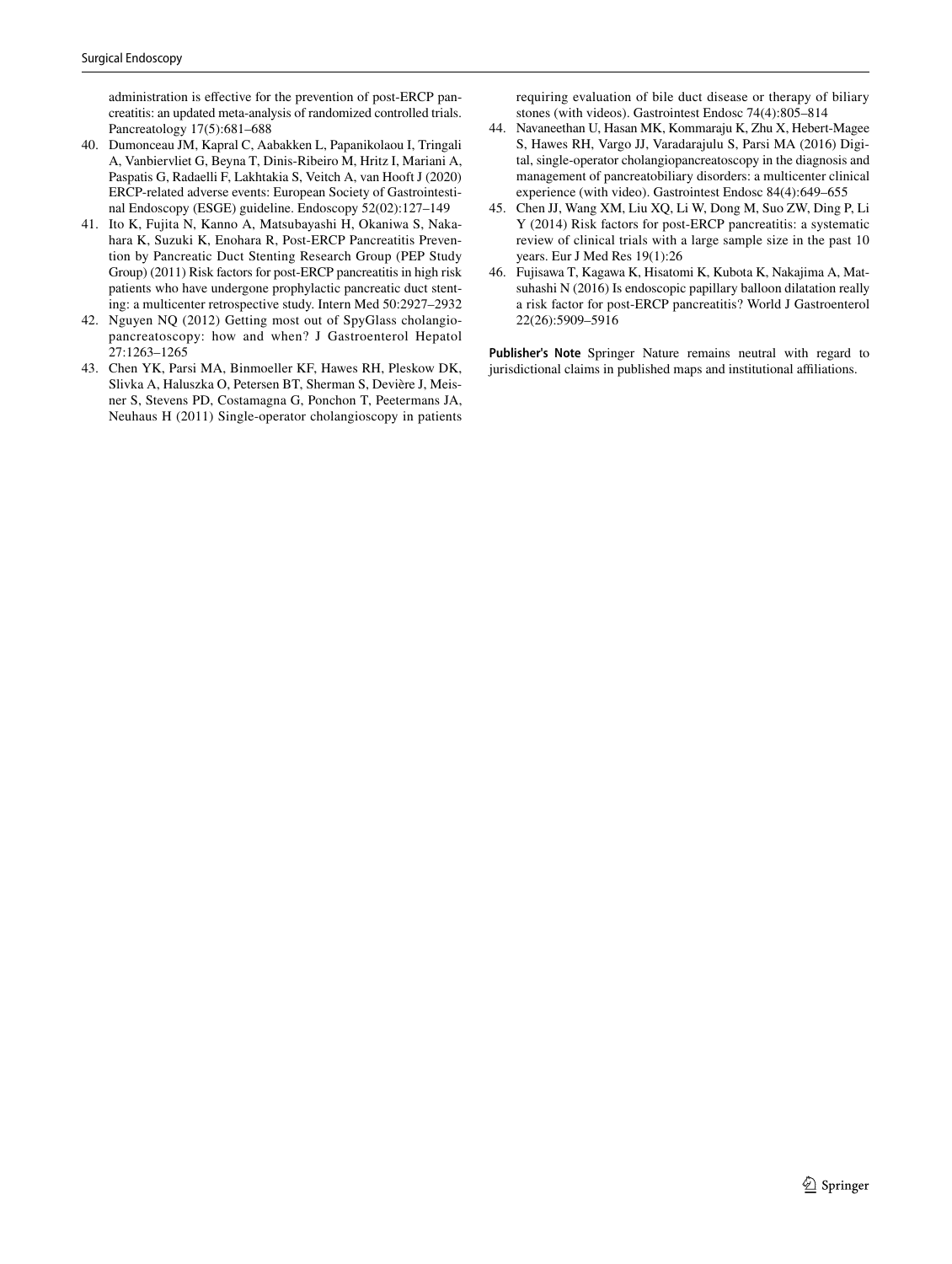administration is effective for the prevention of post-ERCP pancreatitis: an updated meta-analysis of randomized controlled trials. Pancreatology 17(5):681–688

40. Dumonceau JM, Kapral C, Aabakken L, Papanikolaou I, Tringali A, Vanbiervliet G, Beyna T, Dinis-Ribeiro M, Hritz I, Mariani A, Paspatis G, Radaelli F, Lakhtakia S, Veitch A, van Hooft J (2020) ERCP-related adverse events: European Society of Gastrointestinal Endoscopy (ESGE) guideline. Endoscopy 52(02):127–149
41. Ito K, Fujita N, Kanno A, Matsubayashi H, Okaniwa S, Nakahara K, Suzuki K, Enohara R, Post-ERCP Pancreatitis Prevention by Pancreatic Duct Stenting Research Group (PEP Study Group) (2011) Risk factors for post-ERCP pancreatitis in high risk patients who have undergone prophylactic pancreatic duct stenting: a multicenter retrospective study. Intern Med 50:2927–2932
42. Nguyen NQ (2012) Getting most out of SpyGlass cholangiopancreatoscopy: how and when? J Gastroenterol Hepatol 27:1263–1265
43. Chen YK, Parsi MA, Binmoeller KF, Hawes RH, Pleskow DK, Slivka A, Haluszka O, Petersen BT, Sherman S, Devière J, Meisner S, Stevens PD, Costamagna G, Ponchon T, Peetermans JA, Neuhaus H (2011) Single-operator cholangioscopy in patients requiring evaluation of bile duct disease or therapy of biliary stones (with videos). Gastrointest Endosc 74(4):805–814
44. Navaneethan U, Hasan MK, Kommaraju K, Zhu X, Hebert-Magee S, Hawes RH, Vargo JJ, Varadarajulu S, Parsi MA (2016) Digital, single-operator cholangiopancreatoscopy in the diagnosis and management of pancreatobiliary disorders: a multicenter clinical experience (with video). Gastrointest Endosc 84(4):649–655
45. Chen JJ, Wang XM, Liu XQ, Li W, Dong M, Suo ZW, Ding P, Li Y (2014) Risk factors for post-ERCP pancreatitis: a systematic review of clinical trials with a large sample size in the past 10 years. Eur J Med Res 19(1):26
46. Fujisawa T, Kagawa K, Hisatomi K, Kubota K, Nakajima A, Matsuhashi N (2016) Is endoscopic papillary balloon dilatation really a risk factor for post-ERCP pancreatitis? World J Gastroenterol 22(26):5909–5916

**Publisher's Note** Springer Nature remains neutral with regard to jurisdictional claims in published maps and institutional affiliations.